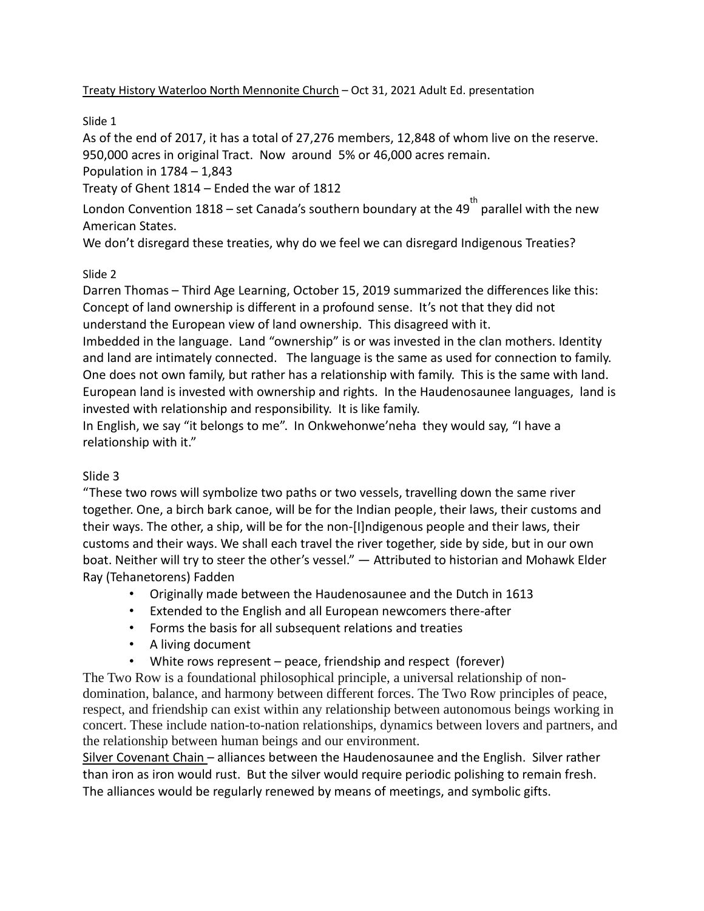<u>Treaty History Waterloo North Mennonite Church</u> – Oct 31, 2021 Adult Ed. presentation

Slide 1

As of the end of 2017, it has a total of 27,276 members, 12,848 of whom live on the reserve.
950,000 acres in original Tract. Now around 5% or 46,000 acres remain.
Population in 1784 – 1,843
Treaty of Ghent 1814 – Ended the war of 1812
London Convention 1818 – set Canada's southern boundary at the 49th parallel with the new American States.
We don't disregard these treaties, why do we feel we can disregard Indigenous Treaties?

Slide 2

Darren Thomas – Third Age Learning, October 15, 2019 summarized the differences like this:
Concept of land ownership is different in a profound sense. It's not that they did not understand the European view of land ownership. This disagreed with it.
Imbedded in the language. Land "ownership" is or was invested in the clan mothers. Identity and land are intimately connected. The language is the same as used for connection to family. One does not own family, but rather has a relationship with family. This is the same with land. European land is invested with ownership and rights. In the Haudenosaunee languages, land is invested with relationship and responsibility. It is like family.
In English, we say "it belongs to me". In Onkwehonwe'neha they would say, "I have a relationship with it."

Slide 3

"These two rows will symbolize two paths or two vessels, travelling down the same river together. One, a birch bark canoe, will be for the Indian people, their laws, their customs and their ways. The other, a ship, will be for the non-[I]ndigenous people and their laws, their customs and their ways. We shall each travel the river together, side by side, but in our own boat. Neither will try to steer the other's vessel." — Attributed to historian and Mohawk Elder Ray (Tehanetorens) Fadden

- Originally made between the Haudenosaunee and the Dutch in 1613
- Extended to the English and all European newcomers there-after
- Forms the basis for all subsequent relations and treaties
- A living document
- White rows represent – peace, friendship and respect (forever)

The Two Row is a foundational philosophical principle, a universal relationship of non-domination, balance, and harmony between different forces. The Two Row principles of peace, respect, and friendship can exist within any relationship between autonomous beings working in concert. These include nation-to-nation relationships, dynamics between lovers and partners, and the relationship between human beings and our environment.

<u>Silver Covenant Chain</u> – alliances between the Haudenosaunee and the English. Silver rather than iron as iron would rust. But the silver would require periodic polishing to remain fresh. The alliances would be regularly renewed by means of meetings, and symbolic gifts.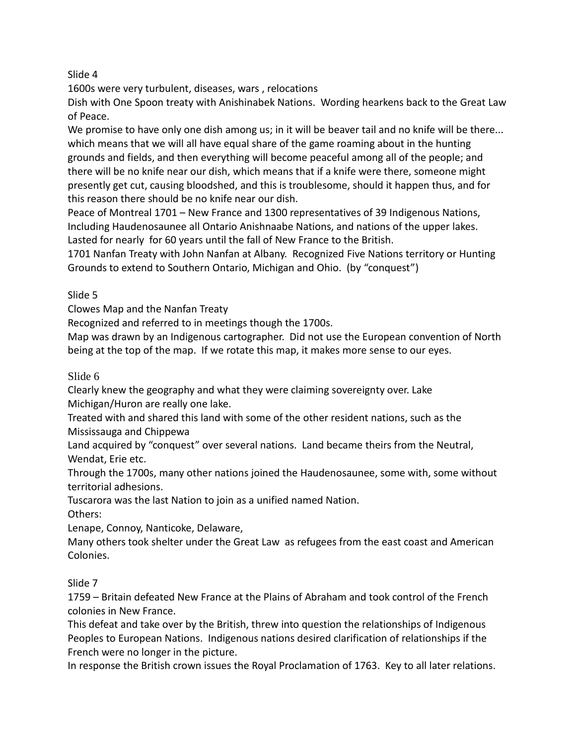Slide 4

1600s were very turbulent, diseases, wars , relocations

Dish with One Spoon treaty with Anishinabek Nations. Wording hearkens back to the Great Law of Peace.

We promise to have only one dish among us; in it will be beaver tail and no knife will be there... which means that we will all have equal share of the game roaming about in the hunting grounds and fields, and then everything will become peaceful among all of the people; and there will be no knife near our dish, which means that if a knife were there, someone might presently get cut, causing bloodshed, and this is troublesome, should it happen thus, and for this reason there should be no knife near our dish.

Peace of Montreal 1701 – New France and 1300 representatives of 39 Indigenous Nations, Including Haudenosaunee all Ontario Anishnaabe Nations, and nations of the upper lakes. Lasted for nearly for 60 years until the fall of New France to the British.

1701 Nanfan Treaty with John Nanfan at Albany. Recognized Five Nations territory or Hunting Grounds to extend to Southern Ontario, Michigan and Ohio. (by "conquest")

Slide 5

Clowes Map and the Nanfan Treaty

Recognized and referred to in meetings though the 1700s.

Map was drawn by an Indigenous cartographer. Did not use the European convention of North being at the top of the map. If we rotate this map, it makes more sense to our eyes.

Slide 6

Clearly knew the geography and what they were claiming sovereignty over. Lake Michigan/Huron are really one lake.

Treated with and shared this land with some of the other resident nations, such as the Mississauga and Chippewa

Land acquired by "conquest" over several nations. Land became theirs from the Neutral, Wendat, Erie etc.

Through the 1700s, many other nations joined the Haudenosaunee, some with, some without territorial adhesions.

Tuscarora was the last Nation to join as a unified named Nation.

Others:

Lenape, Connoy, Nanticoke, Delaware,

Many others took shelter under the Great Law as refugees from the east coast and American Colonies.

Slide 7

1759 – Britain defeated New France at the Plains of Abraham and took control of the French colonies in New France.

This defeat and take over by the British, threw into question the relationships of Indigenous Peoples to European Nations. Indigenous nations desired clarification of relationships if the French were no longer in the picture.

In response the British crown issues the Royal Proclamation of 1763. Key to all later relations.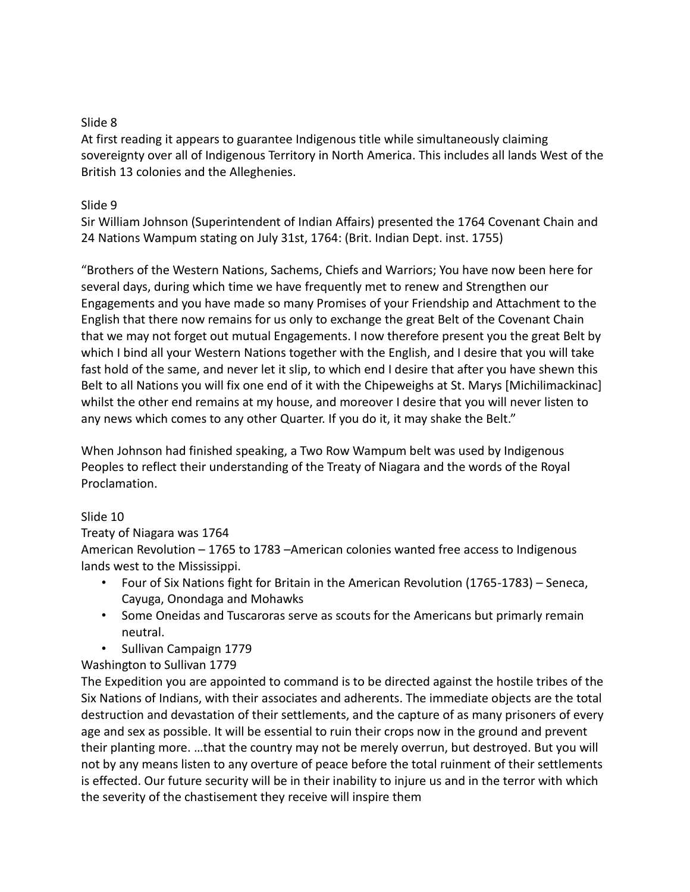Slide 8

At first reading it appears to guarantee Indigenous title while simultaneously claiming sovereignty over all of Indigenous Territory in North America. This includes all lands West of the British 13 colonies and the Alleghenies.

Slide 9

Sir William Johnson (Superintendent of Indian Affairs) presented the 1764 Covenant Chain and 24 Nations Wampum stating on July 31st, 1764: (Brit. Indian Dept. inst. 1755)

"Brothers of the Western Nations, Sachems, Chiefs and Warriors; You have now been here for several days, during which time we have frequently met to renew and Strengthen our Engagements and you have made so many Promises of your Friendship and Attachment to the English that there now remains for us only to exchange the great Belt of the Covenant Chain that we may not forget out mutual Engagements. I now therefore present you the great Belt by which I bind all your Western Nations together with the English, and I desire that you will take fast hold of the same, and never let it slip, to which end I desire that after you have shewn this Belt to all Nations you will fix one end of it with the Chipeweighs at St. Marys [Michilimackinac] whilst the other end remains at my house, and moreover I desire that you will never listen to any news which comes to any other Quarter. If you do it, it may shake the Belt."

When Johnson had finished speaking, a Two Row Wampum belt was used by Indigenous Peoples to reflect their understanding of the Treaty of Niagara and the words of the Royal Proclamation.

Slide 10

Treaty of Niagara was 1764

American Revolution – 1765 to 1783 –American colonies wanted free access to Indigenous lands west to the Mississippi.

- Four of Six Nations fight for Britain in the American Revolution (1765-1783) – Seneca, Cayuga, Onondaga and Mohawks
- Some Oneidas and Tuscaroras serve as scouts for the Americans but primarly remain neutral.
- Sullivan Campaign 1779

Washington to Sullivan 1779

The Expedition you are appointed to command is to be directed against the hostile tribes of the Six Nations of Indians, with their associates and adherents. The immediate objects are the total destruction and devastation of their settlements, and the capture of as many prisoners of every age and sex as possible. It will be essential to ruin their crops now in the ground and prevent their planting more. …that the country may not be merely overrun, but destroyed. But you will not by any means listen to any overture of peace before the total ruinment of their settlements is effected. Our future security will be in their inability to injure us and in the terror with which the severity of the chastisement they receive will inspire them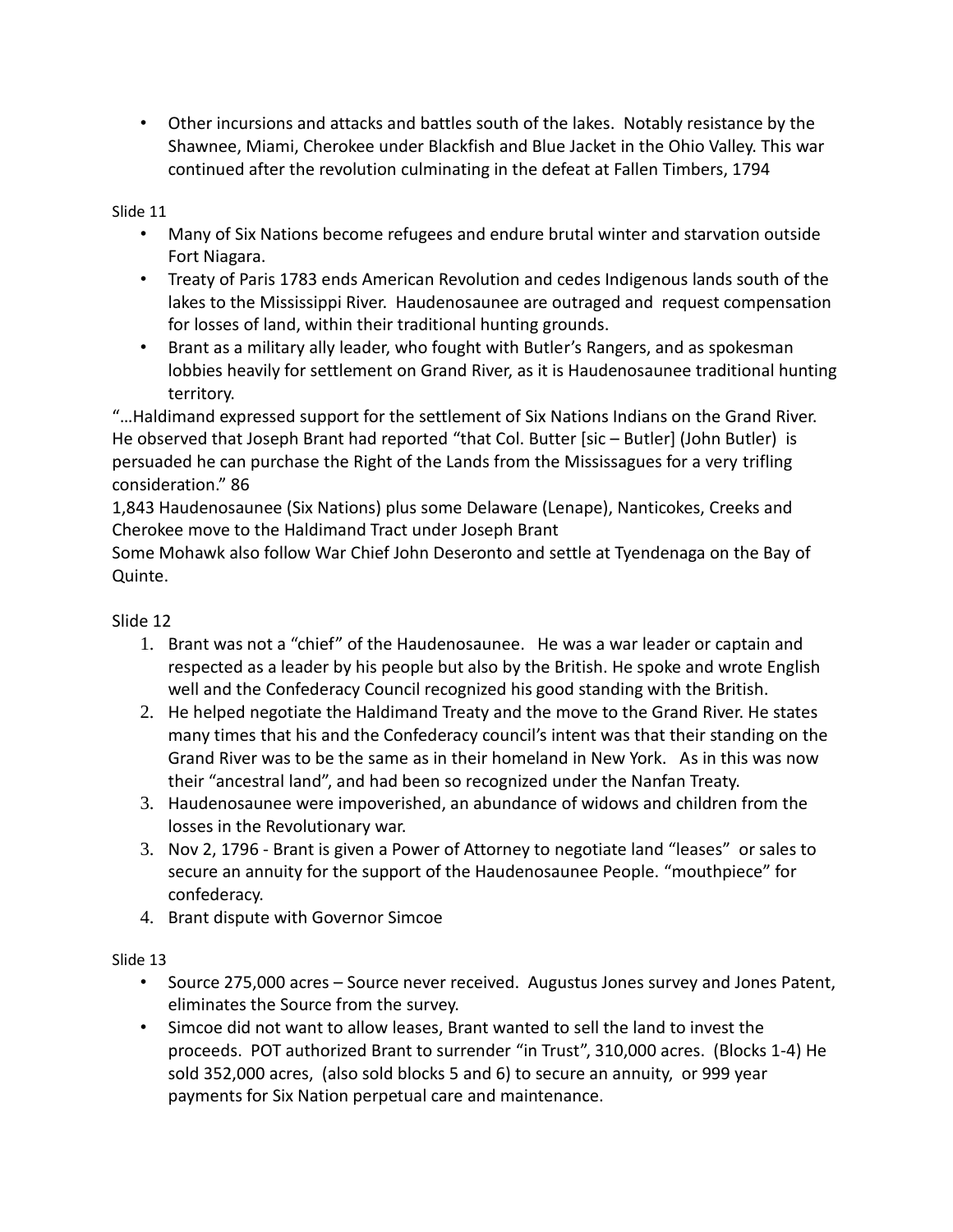- Other incursions and attacks and battles south of the lakes. Notably resistance by the Shawnee, Miami, Cherokee under Blackfish and Blue Jacket in the Ohio Valley. This war continued after the revolution culminating in the defeat at Fallen Timbers, 1794

Slide 11

- Many of Six Nations become refugees and endure brutal winter and starvation outside Fort Niagara.
- Treaty of Paris 1783 ends American Revolution and cedes Indigenous lands south of the lakes to the Mississippi River. Haudenosaunee are outraged and request compensation for losses of land, within their traditional hunting grounds.
- Brant as a military ally leader, who fought with Butler's Rangers, and as spokesman lobbies heavily for settlement on Grand River, as it is Haudenosaunee traditional hunting territory.

"…Haldimand expressed support for the settlement of Six Nations Indians on the Grand River. He observed that Joseph Brant had reported "that Col. Butter [sic – Butler] (John Butler) is persuaded he can purchase the Right of the Lands from the Mississagues for a very trifling consideration." 86

1,843 Haudenosaunee (Six Nations) plus some Delaware (Lenape), Nanticokes, Creeks and Cherokee move to the Haldimand Tract under Joseph Brant

Some Mohawk also follow War Chief John Deseronto and settle at Tyendenaga on the Bay of Quinte.

Slide 12

1. Brant was not a "chief" of the Haudenosaunee. He was a war leader or captain and respected as a leader by his people but also by the British. He spoke and wrote English well and the Confederacy Council recognized his good standing with the British.
2. He helped negotiate the Haldimand Treaty and the move to the Grand River. He states many times that his and the Confederacy council's intent was that their standing on the Grand River was to be the same as in their homeland in New York. As in this was now their "ancestral land", and had been so recognized under the Nanfan Treaty.
3. Haudenosaunee were impoverished, an abundance of widows and children from the losses in the Revolutionary war.
3. Nov 2, 1796 - Brant is given a Power of Attorney to negotiate land "leases" or sales to secure an annuity for the support of the Haudenosaunee People. "mouthpiece" for confederacy.
4. Brant dispute with Governor Simcoe

Slide 13

- Source 275,000 acres – Source never received. Augustus Jones survey and Jones Patent, eliminates the Source from the survey.
- Simcoe did not want to allow leases, Brant wanted to sell the land to invest the proceeds. POT authorized Brant to surrender "in Trust", 310,000 acres. (Blocks 1-4) He sold 352,000 acres, (also sold blocks 5 and 6) to secure an annuity, or 999 year payments for Six Nation perpetual care and maintenance.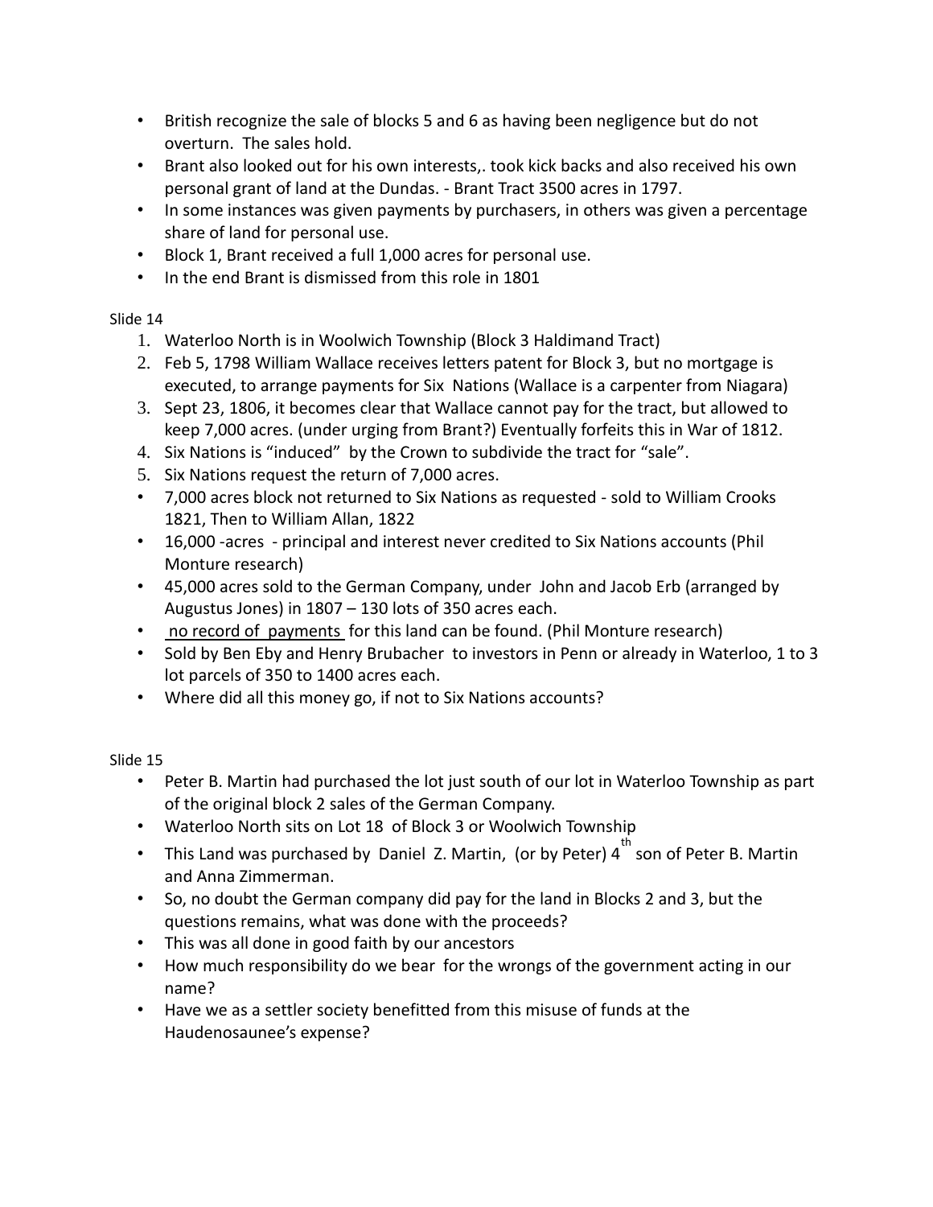- British recognize the sale of blocks 5 and 6 as having been negligence but do not overturn. The sales hold.
- Brant also looked out for his own interests,. took kick backs and also received his own personal grant of land at the Dundas. - Brant Tract 3500 acres in 1797.
- In some instances was given payments by purchasers, in others was given a percentage share of land for personal use.
- Block 1, Brant received a full 1,000 acres for personal use.
- In the end Brant is dismissed from this role in 1801

Slide 14

1. Waterloo North is in Woolwich Township (Block 3 Haldimand Tract)
2. Feb 5, 1798 William Wallace receives letters patent for Block 3, but no mortgage is executed, to arrange payments for Six Nations (Wallace is a carpenter from Niagara)
3. Sept 23, 1806, it becomes clear that Wallace cannot pay for the tract, but allowed to keep 7,000 acres. (under urging from Brant?) Eventually forfeits this in War of 1812.
4. Six Nations is "induced" by the Crown to subdivide the tract for "sale".
5. Six Nations request the return of 7,000 acres.

- 7,000 acres block not returned to Six Nations as requested - sold to William Crooks 1821, Then to William Allan, 1822
- 16,000 -acres - principal and interest never credited to Six Nations accounts (Phil Monture research)
- 45,000 acres sold to the German Company, under John and Jacob Erb (arranged by Augustus Jones) in 1807 – 130 lots of 350 acres each.
- <u>no record of payments</u> for this land can be found. (Phil Monture research)
- Sold by Ben Eby and Henry Brubacher to investors in Penn or already in Waterloo, 1 to 3 lot parcels of 350 to 1400 acres each.
- Where did all this money go, if not to Six Nations accounts?

Slide 15

- Peter B. Martin had purchased the lot just south of our lot in Waterloo Township as part of the original block 2 sales of the German Company.
- Waterloo North sits on Lot 18 of Block 3 or Woolwich Township
- This Land was purchased by Daniel Z. Martin, (or by Peter) 4th son of Peter B. Martin and Anna Zimmerman.
- So, no doubt the German company did pay for the land in Blocks 2 and 3, but the questions remains, what was done with the proceeds?
- This was all done in good faith by our ancestors
- How much responsibility do we bear for the wrongs of the government acting in our name?
- Have we as a settler society benefitted from this misuse of funds at the Haudenosaunee's expense?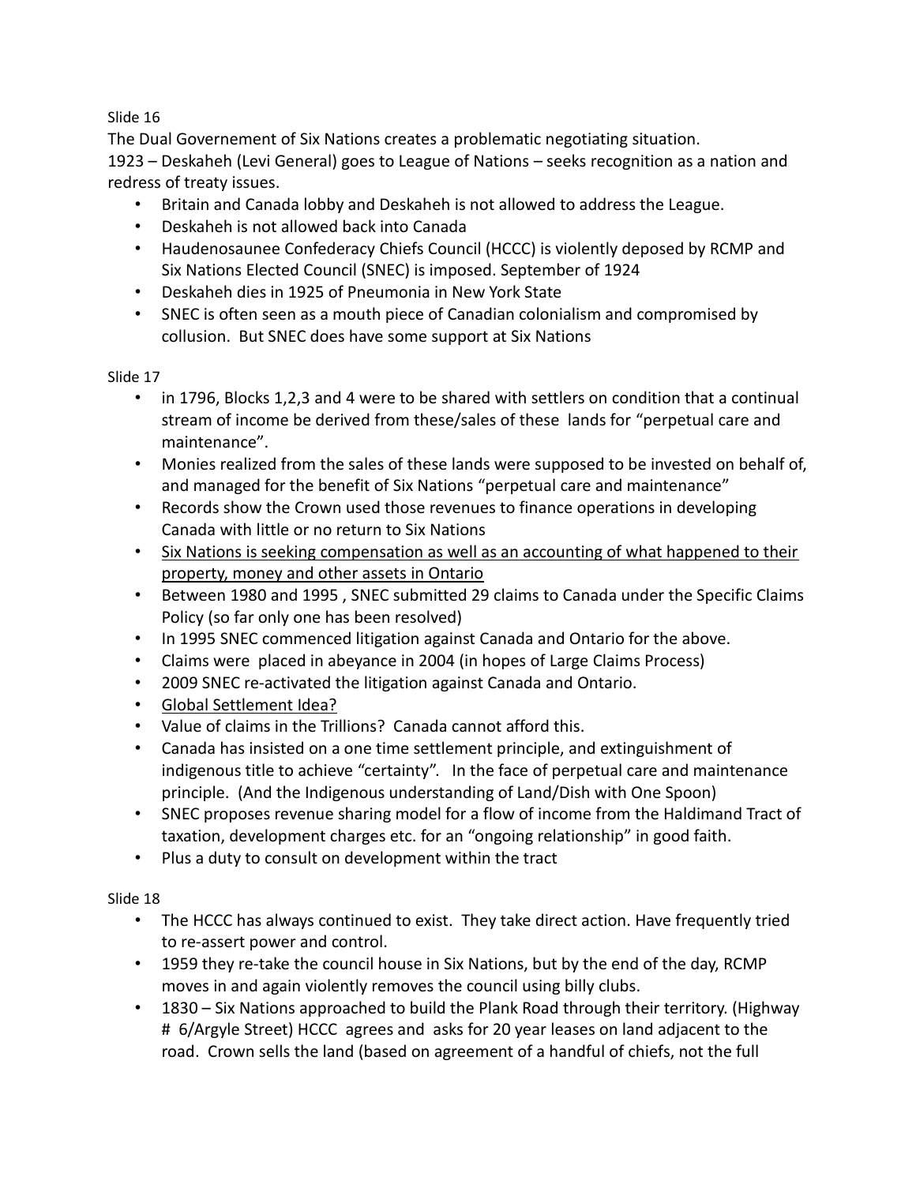Slide 16

The Dual Governement of Six Nations creates a problematic negotiating situation.

1923 – Deskaheh (Levi General) goes to League of Nations – seeks recognition as a nation and redress of treaty issues.

- Britain and Canada lobby and Deskaheh is not allowed to address the League.
- Deskaheh is not allowed back into Canada
- Haudenosaunee Confederacy Chiefs Council (HCCC) is violently deposed by RCMP and Six Nations Elected Council (SNEC) is imposed. September of 1924
- Deskaheh dies in 1925 of Pneumonia in New York State
- SNEC is often seen as a mouth piece of Canadian colonialism and compromised by collusion. But SNEC does have some support at Six Nations

Slide 17

- in 1796, Blocks 1,2,3 and 4 were to be shared with settlers on condition that a continual stream of income be derived from these/sales of these lands for "perpetual care and maintenance".
- Monies realized from the sales of these lands were supposed to be invested on behalf of, and managed for the benefit of Six Nations "perpetual care and maintenance"
- Records show the Crown used those revenues to finance operations in developing Canada with little or no return to Six Nations
- <u>Six Nations is seeking compensation as well as an accounting of what happened to their property, money and other assets in Ontario</u>
- Between 1980 and 1995 , SNEC submitted 29 claims to Canada under the Specific Claims Policy (so far only one has been resolved)
- In 1995 SNEC commenced litigation against Canada and Ontario for the above.
- Claims were placed in abeyance in 2004 (in hopes of Large Claims Process)
- 2009 SNEC re-activated the litigation against Canada and Ontario.
- <u>Global Settlement Idea?</u>
- Value of claims in the Trillions? Canada cannot afford this.
- Canada has insisted on a one time settlement principle, and extinguishment of indigenous title to achieve "certainty". In the face of perpetual care and maintenance principle. (And the Indigenous understanding of Land/Dish with One Spoon)
- SNEC proposes revenue sharing model for a flow of income from the Haldimand Tract of taxation, development charges etc. for an "ongoing relationship" in good faith.
- Plus a duty to consult on development within the tract

Slide 18

- The HCCC has always continued to exist. They take direct action. Have frequently tried to re-assert power and control.
- 1959 they re-take the council house in Six Nations, but by the end of the day, RCMP moves in and again violently removes the council using billy clubs.
- 1830 – Six Nations approached to build the Plank Road through their territory. (Highway # 6/Argyle Street) HCCC agrees and asks for 20 year leases on land adjacent to the road. Crown sells the land (based on agreement of a handful of chiefs, not the full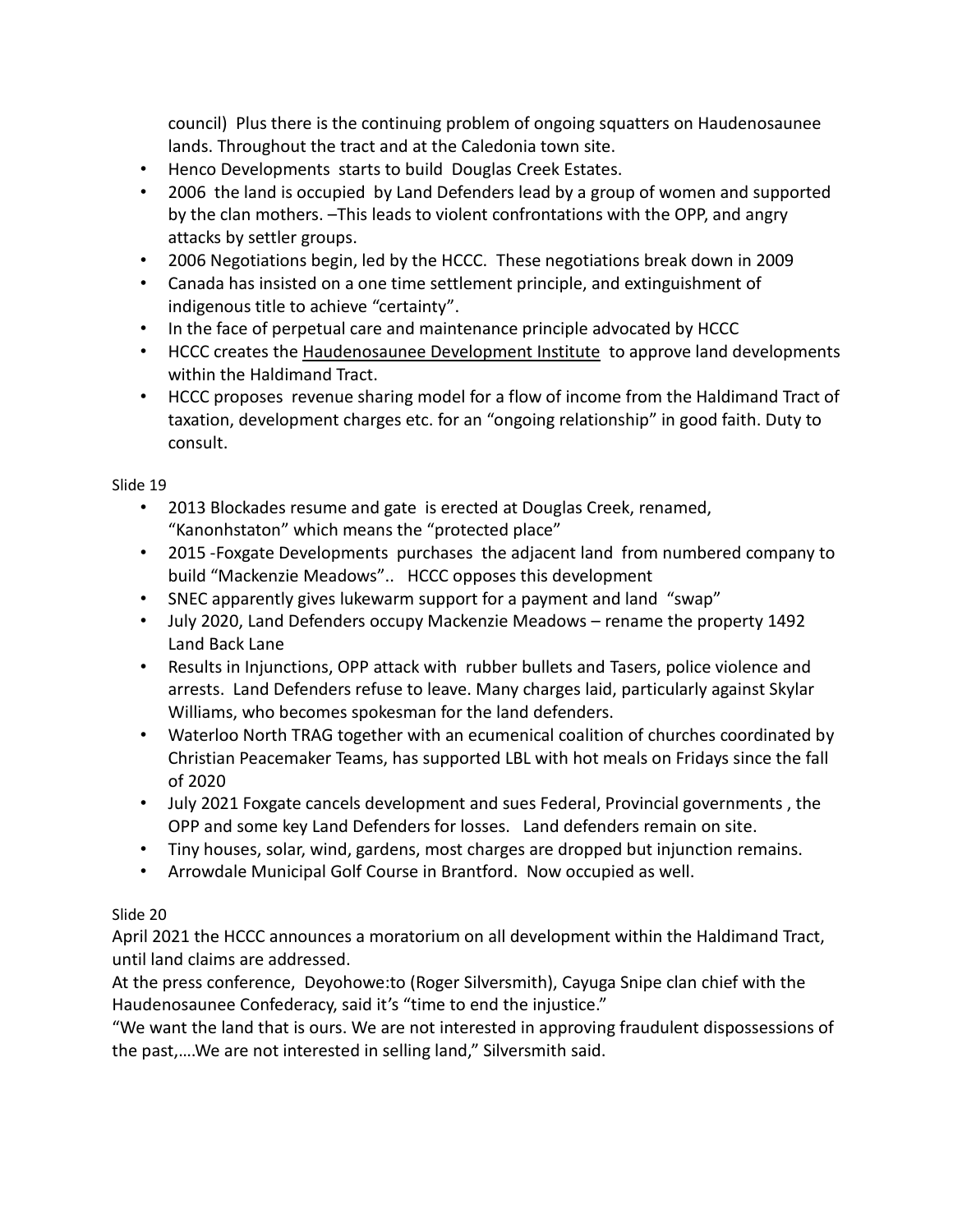council) Plus there is the continuing problem of ongoing squatters on Haudenosaunee lands. Throughout the tract and at the Caledonia town site.

- Henco Developments starts to build Douglas Creek Estates.
- 2006 the land is occupied by Land Defenders lead by a group of women and supported by the clan mothers. –This leads to violent confrontations with the OPP, and angry attacks by settler groups.
- 2006 Negotiations begin, led by the HCCC. These negotiations break down in 2009
- Canada has insisted on a one time settlement principle, and extinguishment of indigenous title to achieve "certainty".
- In the face of perpetual care and maintenance principle advocated by HCCC
- HCCC creates the Haudenosaunee Development Institute to approve land developments within the Haldimand Tract.
- HCCC proposes revenue sharing model for a flow of income from the Haldimand Tract of taxation, development charges etc. for an "ongoing relationship" in good faith. Duty to consult.

Slide 19

- 2013 Blockades resume and gate is erected at Douglas Creek, renamed, "Kanonhstaton" which means the "protected place"
- 2015 -Foxgate Developments purchases the adjacent land from numbered company to build "Mackenzie Meadows".. HCCC opposes this development
- SNEC apparently gives lukewarm support for a payment and land "swap"
- July 2020, Land Defenders occupy Mackenzie Meadows – rename the property 1492 Land Back Lane
- Results in Injunctions, OPP attack with rubber bullets and Tasers, police violence and arrests. Land Defenders refuse to leave. Many charges laid, particularly against Skylar Williams, who becomes spokesman for the land defenders.
- Waterloo North TRAG together with an ecumenical coalition of churches coordinated by Christian Peacemaker Teams, has supported LBL with hot meals on Fridays since the fall of 2020
- July 2021 Foxgate cancels development and sues Federal, Provincial governments , the OPP and some key Land Defenders for losses. Land defenders remain on site.
- Tiny houses, solar, wind, gardens, most charges are dropped but injunction remains.
- Arrowdale Municipal Golf Course in Brantford. Now occupied as well.

Slide 20

April 2021 the HCCC announces a moratorium on all development within the Haldimand Tract, until land claims are addressed.

At the press conference, Deyohowe:to (Roger Silversmith), Cayuga Snipe clan chief with the Haudenosaunee Confederacy, said it's "time to end the injustice."

"We want the land that is ours. We are not interested in approving fraudulent dispossessions of the past,….We are not interested in selling land," Silversmith said.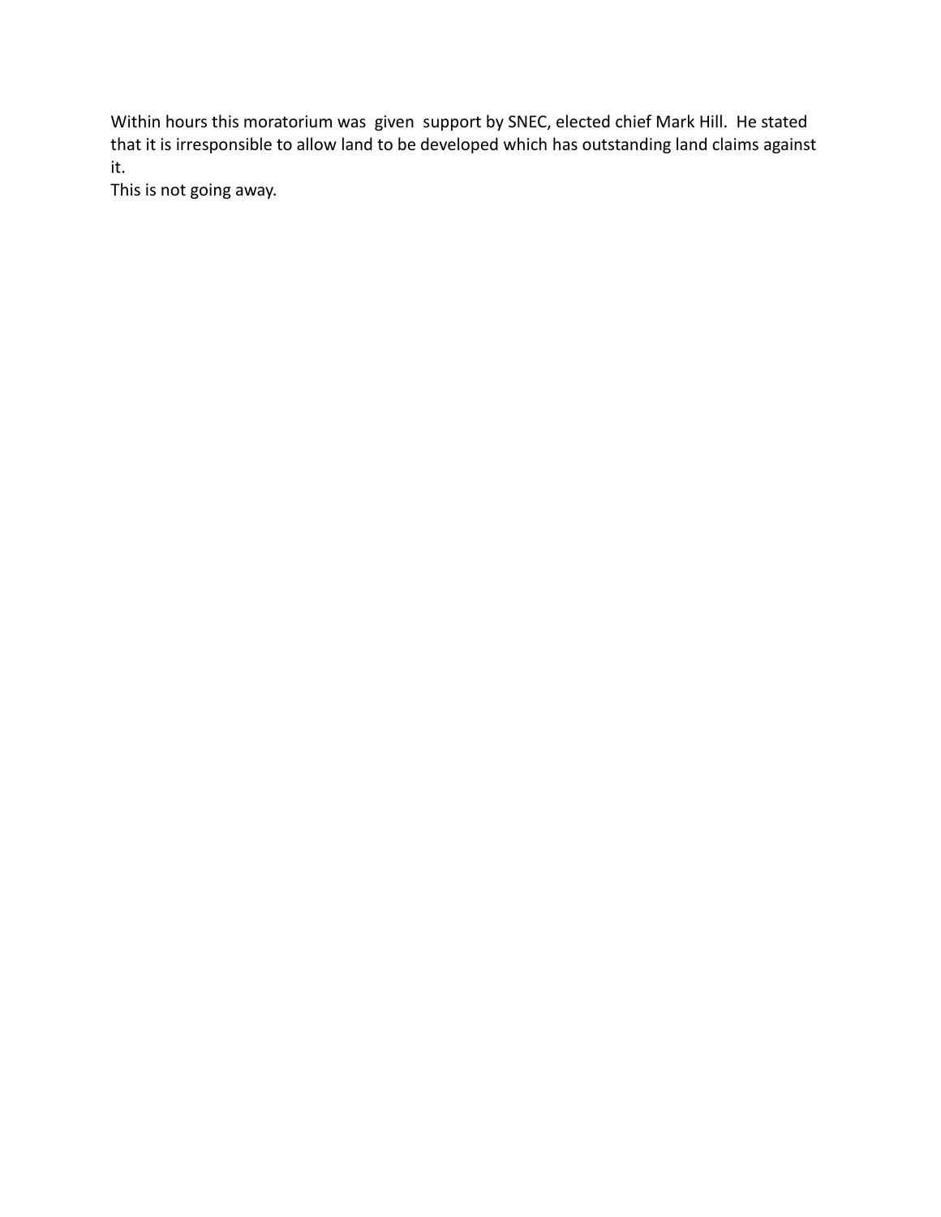Within hours this moratorium was given support by SNEC, elected chief Mark Hill. He stated that it is irresponsible to allow land to be developed which has outstanding land claims against it.

This is not going away.